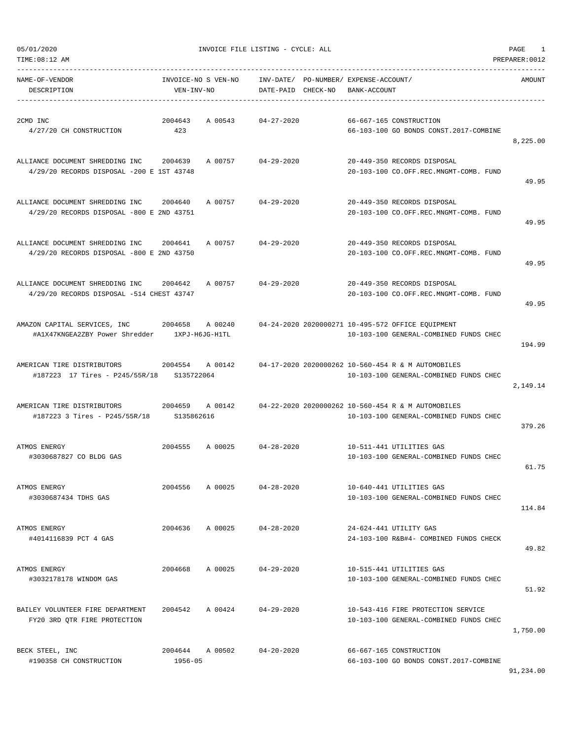05/01/2020 INVOICE FILE LISTING - CYCLE: ALL

TIME:08:12 AM PREPARER:0012

| NAME-OF-VENDOR / DESCRIPTION | INVOICE-NO / VEN-INV-NO | S | VEN-NO | INV-DATE/ DATE-PAID | PO-NUMBER/ CHECK-NO | EXPENSE-ACCOUNT/ BANK-ACCOUNT | AMOUNT |
|---|---|---|---|---|---|---|---|
| 2CMD INC | 2004643 | A | 00543 | 04-27-2020 | | 66-667-165 CONSTRUCTION | |
| 4/27/20 CH CONSTRUCTION | 423 | | | | | 66-103-100 GO BONDS CONST.2017-COMBINE | 8,225.00 |
| ALLIANCE DOCUMENT SHREDDING INC | 2004639 | A | 00757 | 04-29-2020 | | 20-449-350 RECORDS DISPOSAL | |
| 4/29/20 RECORDS DISPOSAL -200 E 1ST 43748 | | | | | | 20-103-100 CO.OFF.REC.MNGMT-COMB. FUND | 49.95 |
| ALLIANCE DOCUMENT SHREDDING INC | 2004640 | A | 00757 | 04-29-2020 | | 20-449-350 RECORDS DISPOSAL | |
| 4/29/20 RECORDS DISPOSAL -800 E 2ND 43751 | | | | | | 20-103-100 CO.OFF.REC.MNGMT-COMB. FUND | 49.95 |
| ALLIANCE DOCUMENT SHREDDING INC | 2004641 | A | 00757 | 04-29-2020 | | 20-449-350 RECORDS DISPOSAL | |
| 4/29/20 RECORDS DISPOSAL -800 E 2ND 43750 | | | | | | 20-103-100 CO.OFF.REC.MNGMT-COMB. FUND | 49.95 |
| ALLIANCE DOCUMENT SHREDDING INC | 2004642 | A | 00757 | 04-29-2020 | | 20-449-350 RECORDS DISPOSAL | |
| 4/29/20 RECORDS DISPOSAL -514 CHEST 43747 | | | | | | 20-103-100 CO.OFF.REC.MNGMT-COMB. FUND | 49.95 |
| AMAZON CAPITAL SERVICES, INC | 2004658 | A | 00240 | 04-24-2020 | 2020000271 | 10-495-572 OFFICE EQUIPMENT | |
| #A1X47KNGEA2ZBY Power Shredder | 1XPJ-H6JG-H1TL | | | | | 10-103-100 GENERAL-COMBINED FUNDS CHEC | 194.99 |
| AMERICAN TIRE DISTRIBUTORS | 2004554 | A | 00142 | 04-17-2020 | 2020000262 | 10-560-454 R & M AUTOMOBILES | |
| #187223 17 Tires - P245/55R/18 | S135722064 | | | | | 10-103-100 GENERAL-COMBINED FUNDS CHEC | 2,149.14 |
| AMERICAN TIRE DISTRIBUTORS | 2004659 | A | 00142 | 04-22-2020 | 2020000262 | 10-560-454 R & M AUTOMOBILES | |
| #187223 3 Tires - P245/55R/18 | S135862616 | | | | | 10-103-100 GENERAL-COMBINED FUNDS CHEC | 379.26 |
| ATMOS ENERGY | 2004555 | A | 00025 | 04-28-2020 | | 10-511-441 UTILITIES GAS | |
| #3030687827 CO BLDG GAS | | | | | | 10-103-100 GENERAL-COMBINED FUNDS CHEC | 61.75 |
| ATMOS ENERGY | 2004556 | A | 00025 | 04-28-2020 | | 10-640-441 UTILITIES GAS | |
| #3030687434 TDHS GAS | | | | | | 10-103-100 GENERAL-COMBINED FUNDS CHEC | 114.84 |
| ATMOS ENERGY | 2004636 | A | 00025 | 04-28-2020 | | 24-624-441 UTILITY GAS | |
| #4014116839 PCT 4 GAS | | | | | | 24-103-100 R&B#4- COMBINED FUNDS CHECK | 49.82 |
| ATMOS ENERGY | 2004668 | A | 00025 | 04-29-2020 | | 10-515-441 UTILITIES GAS | |
| #3032178178 WINDOM GAS | | | | | | 10-103-100 GENERAL-COMBINED FUNDS CHEC | 51.92 |
| BAILEY VOLUNTEER FIRE DEPARTMENT | 2004542 | A | 00424 | 04-29-2020 | | 10-543-416 FIRE PROTECTION SERVICE | |
| FY20 3RD QTR FIRE PROTECTION | | | | | | 10-103-100 GENERAL-COMBINED FUNDS CHEC | 1,750.00 |
| BECK STEEL, INC | 2004644 | A | 00502 | 04-20-2020 | | 66-667-165 CONSTRUCTION | |
| #190358 CH CONSTRUCTION | 1956-05 | | | | | 66-103-100 GO BONDS CONST.2017-COMBINE | 91,234.00 |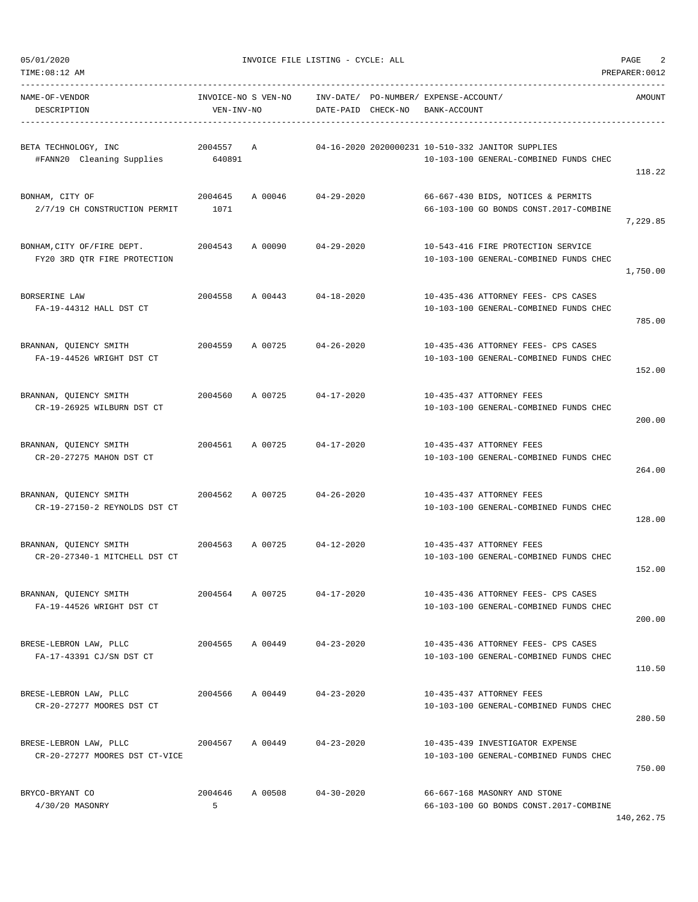| NAME-OF-VENDOR DESCRIPTION | INVOICE-NO VEN-INV-NO | S | VEN-NO | INV-DATE/ DATE-PAID | PO-NUMBER/ CHECK-NO | EXPENSE-ACCOUNT/ BANK-ACCOUNT | AMOUNT |
|---|---|---|---|---|---|---|---|
| BETA TECHNOLOGY, INC<br>#FANN20 Cleaning Supplies | 2004557<br>640891 | A | | 04-16-2020 | 2020000231 | 10-510-332 JANITOR SUPPLIES<br>10-103-100 GENERAL-COMBINED FUNDS CHEC | 118.22 |
| BONHAM, CITY OF<br>2/7/19 CH CONSTRUCTION PERMIT | 2004645<br>1071 | A | 00046 | 04-29-2020 | | 66-667-430 BIDS, NOTICES & PERMITS<br>66-103-100 GO BONDS CONST.2017-COMBINE | 7,229.85 |
| BONHAM,CITY OF/FIRE DEPT.<br>FY20 3RD QTR FIRE PROTECTION | 2004543 | A | 00090 | 04-29-2020 | | 10-543-416 FIRE PROTECTION SERVICE<br>10-103-100 GENERAL-COMBINED FUNDS CHEC | 1,750.00 |
| BORSERINE LAW<br>FA-19-44312 HALL DST CT | 2004558 | A | 00443 | 04-18-2020 | | 10-435-436 ATTORNEY FEES- CPS CASES<br>10-103-100 GENERAL-COMBINED FUNDS CHEC | 785.00 |
| BRANNAN, QUIENCY SMITH<br>FA-19-44526 WRIGHT DST CT | 2004559 | A | 00725 | 04-26-2020 | | 10-435-436 ATTORNEY FEES- CPS CASES<br>10-103-100 GENERAL-COMBINED FUNDS CHEC | 152.00 |
| BRANNAN, QUIENCY SMITH<br>CR-19-26925 WILBURN DST CT | 2004560 | A | 00725 | 04-17-2020 | | 10-435-437 ATTORNEY FEES<br>10-103-100 GENERAL-COMBINED FUNDS CHEC | 200.00 |
| BRANNAN, QUIENCY SMITH<br>CR-20-27275 MAHON DST CT | 2004561 | A | 00725 | 04-17-2020 | | 10-435-437 ATTORNEY FEES<br>10-103-100 GENERAL-COMBINED FUNDS CHEC | 264.00 |
| BRANNAN, QUIENCY SMITH<br>CR-19-27150-2 REYNOLDS DST CT | 2004562 | A | 00725 | 04-26-2020 | | 10-435-437 ATTORNEY FEES<br>10-103-100 GENERAL-COMBINED FUNDS CHEC | 128.00 |
| BRANNAN, QUIENCY SMITH<br>CR-20-27340-1 MITCHELL DST CT | 2004563 | A | 00725 | 04-12-2020 | | 10-435-437 ATTORNEY FEES<br>10-103-100 GENERAL-COMBINED FUNDS CHEC | 152.00 |
| BRANNAN, QUIENCY SMITH<br>FA-19-44526 WRIGHT DST CT | 2004564 | A | 00725 | 04-17-2020 | | 10-435-436 ATTORNEY FEES- CPS CASES<br>10-103-100 GENERAL-COMBINED FUNDS CHEC | 200.00 |
| BRESE-LEBRON LAW, PLLC<br>FA-17-43391 CJ/SN DST CT | 2004565 | A | 00449 | 04-23-2020 | | 10-435-436 ATTORNEY FEES- CPS CASES<br>10-103-100 GENERAL-COMBINED FUNDS CHEC | 110.50 |
| BRESE-LEBRON LAW, PLLC<br>CR-20-27277 MOORES DST CT | 2004566 | A | 00449 | 04-23-2020 | | 10-435-437 ATTORNEY FEES<br>10-103-100 GENERAL-COMBINED FUNDS CHEC | 280.50 |
| BRESE-LEBRON LAW, PLLC<br>CR-20-27277 MOORES DST CT-VICE | 2004567 | A | 00449 | 04-23-2020 | | 10-435-439 INVESTIGATOR EXPENSE<br>10-103-100 GENERAL-COMBINED FUNDS CHEC | 750.00 |
| BRYCO-BRYANT CO<br>4/30/20 MASONRY | 2004646<br>5 | A | 00508 | 04-30-2020 | | 66-667-168 MASONRY AND STONE<br>66-103-100 GO BONDS CONST.2017-COMBINE | 140,262.75 |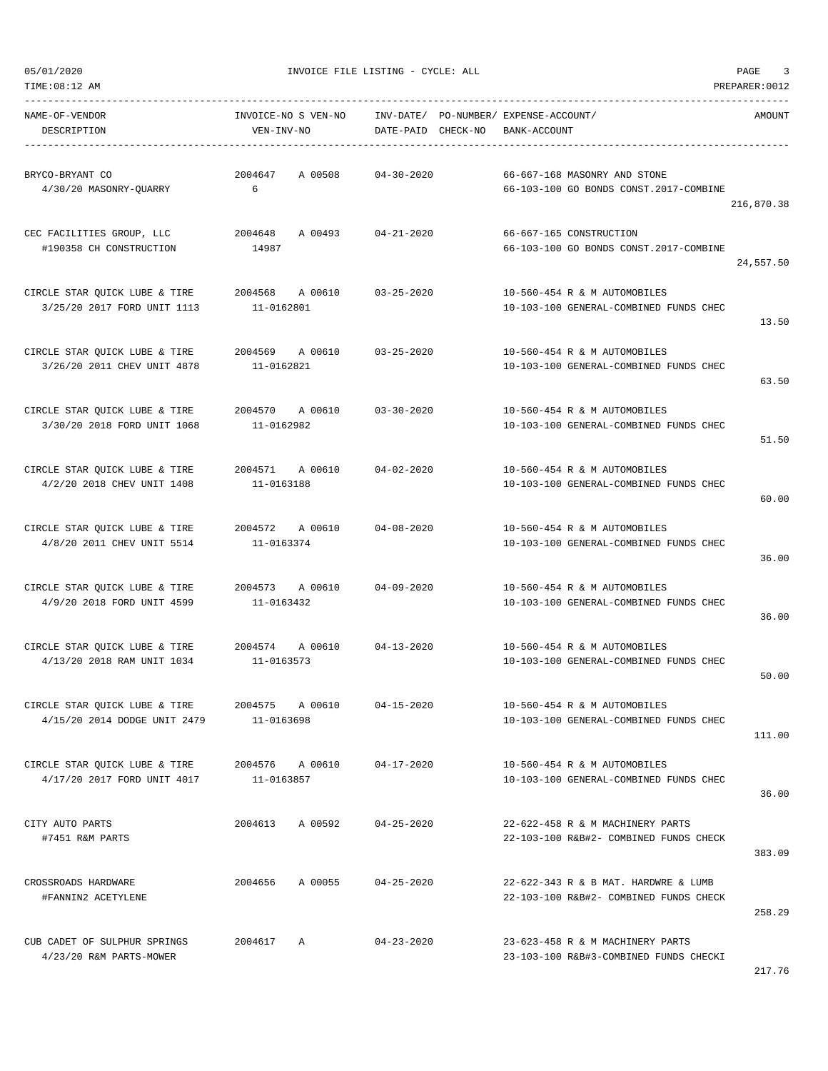05/01/2020 INVOICE FILE LISTING - CYCLE: ALL

TIME:08:12 AM PREPARER:0012

| NAME-OF-VENDOR / DESCRIPTION | INVOICE-NO S VEN-NO / VEN-INV-NO | INV-DATE/ DATE-PAID | PO-NUMBER/ CHECK-NO | EXPENSE-ACCOUNT/ BANK-ACCOUNT | AMOUNT |
|---|---|---|---|---|---|
| BRYCO-BRYANT CO<br>4/30/20 MASONRY-QUARRY | 2004647 A 00508<br>6 | 04-30-2020 | | 66-667-168 MASONRY AND STONE<br>66-103-100 GO BONDS CONST.2017-COMBINE | 216,870.38 |
| CEC FACILITIES GROUP, LLC<br>#190358 CH CONSTRUCTION | 2004648 A 00493<br>14987 | 04-21-2020 | | 66-667-165 CONSTRUCTION<br>66-103-100 GO BONDS CONST.2017-COMBINE | 24,557.50 |
| CIRCLE STAR QUICK LUBE & TIRE<br>3/25/20 2017 FORD UNIT 1113 | 2004568 A 00610<br>11-0162801 | 03-25-2020 | | 10-560-454 R & M AUTOMOBILES<br>10-103-100 GENERAL-COMBINED FUNDS CHEC | 13.50 |
| CIRCLE STAR QUICK LUBE & TIRE<br>3/26/20 2011 CHEV UNIT 4878 | 2004569 A 00610<br>11-0162821 | 03-25-2020 | | 10-560-454 R & M AUTOMOBILES<br>10-103-100 GENERAL-COMBINED FUNDS CHEC | 63.50 |
| CIRCLE STAR QUICK LUBE & TIRE<br>3/30/20 2018 FORD UNIT 1068 | 2004570 A 00610<br>11-0162982 | 03-30-2020 | | 10-560-454 R & M AUTOMOBILES<br>10-103-100 GENERAL-COMBINED FUNDS CHEC | 51.50 |
| CIRCLE STAR QUICK LUBE & TIRE<br>4/2/20 2018 CHEV UNIT 1408 | 2004571 A 00610<br>11-0163188 | 04-02-2020 | | 10-560-454 R & M AUTOMOBILES<br>10-103-100 GENERAL-COMBINED FUNDS CHEC | 60.00 |
| CIRCLE STAR QUICK LUBE & TIRE<br>4/8/20 2011 CHEV UNIT 5514 | 2004572 A 00610<br>11-0163374 | 04-08-2020 | | 10-560-454 R & M AUTOMOBILES<br>10-103-100 GENERAL-COMBINED FUNDS CHEC | 36.00 |
| CIRCLE STAR QUICK LUBE & TIRE<br>4/9/20 2018 FORD UNIT 4599 | 2004573 A 00610<br>11-0163432 | 04-09-2020 | | 10-560-454 R & M AUTOMOBILES<br>10-103-100 GENERAL-COMBINED FUNDS CHEC | 36.00 |
| CIRCLE STAR QUICK LUBE & TIRE<br>4/13/20 2018 RAM UNIT 1034 | 2004574 A 00610<br>11-0163573 | 04-13-2020 | | 10-560-454 R & M AUTOMOBILES<br>10-103-100 GENERAL-COMBINED FUNDS CHEC | 50.00 |
| CIRCLE STAR QUICK LUBE & TIRE<br>4/15/20 2014 DODGE UNIT 2479 | 2004575 A 00610<br>11-0163698 | 04-15-2020 | | 10-560-454 R & M AUTOMOBILES<br>10-103-100 GENERAL-COMBINED FUNDS CHEC | 111.00 |
| CIRCLE STAR QUICK LUBE & TIRE<br>4/17/20 2017 FORD UNIT 4017 | 2004576 A 00610<br>11-0163857 | 04-17-2020 | | 10-560-454 R & M AUTOMOBILES<br>10-103-100 GENERAL-COMBINED FUNDS CHEC | 36.00 |
| CITY AUTO PARTS<br>#7451 R&M PARTS | 2004613 A 00592 | 04-25-2020 | | 22-622-458 R & M MACHINERY PARTS<br>22-103-100 R&B#2- COMBINED FUNDS CHECK | 383.09 |
| CROSSROADS HARDWARE<br>#FANNIN2 ACETYLENE | 2004656 A 00055 | 04-25-2020 | | 22-622-343 R & B MAT. HARDWRE & LUMB<br>22-103-100 R&B#2- COMBINED FUNDS CHECK | 258.29 |
| CUB CADET OF SULPHUR SPRINGS<br>4/23/20 R&M PARTS-MOWER | 2004617 A | 04-23-2020 | | 23-623-458 R & M MACHINERY PARTS<br>23-103-100 R&B#3-COMBINED FUNDS CHECKI | 217.76 |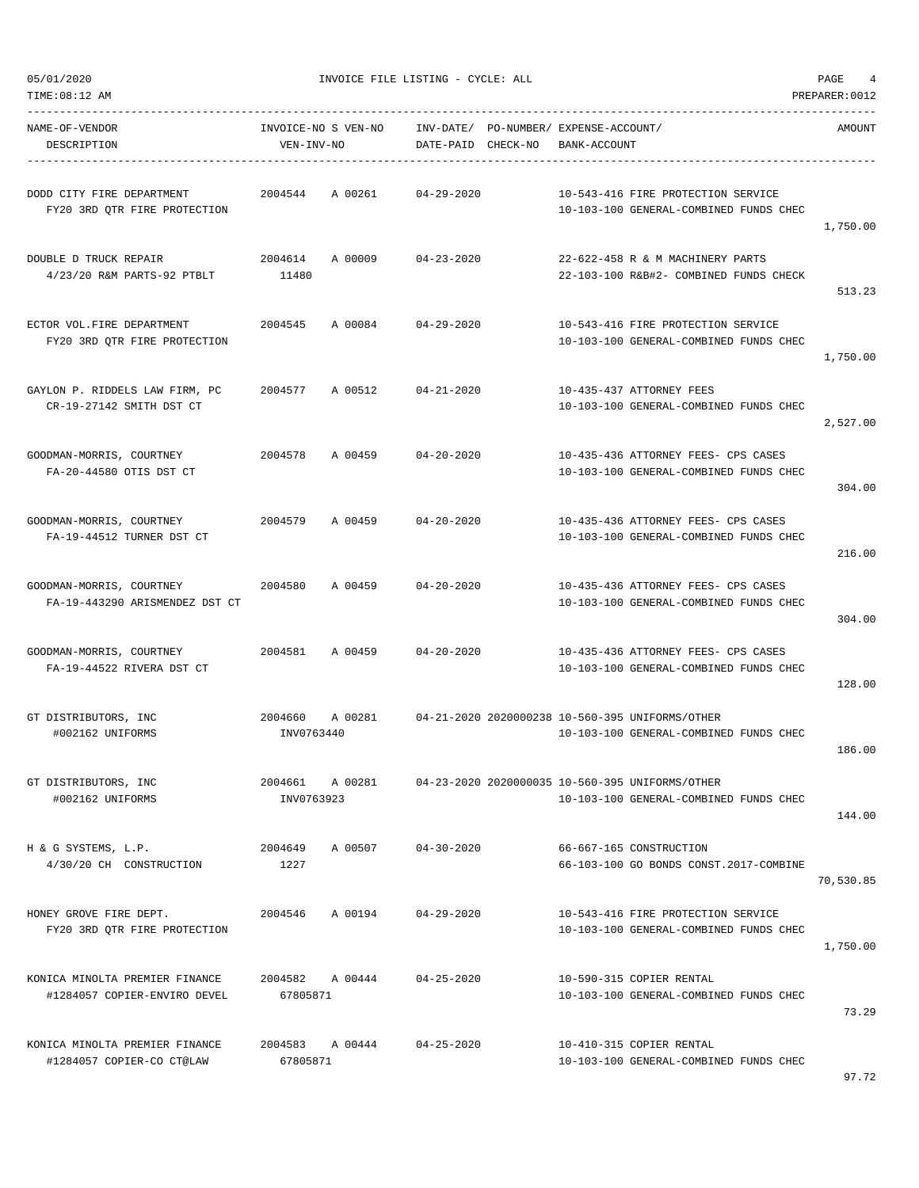05/01/2020 INVOICE FILE LISTING - CYCLE: ALL

TIME:08:12 AM PREPARER:0012

| NAME-OF-VENDOR / DESCRIPTION | INVOICE-NO / VEN-INV-NO | S | VEN-NO | INV-DATE/ DATE-PAID | PO-NUMBER/ CHECK-NO | EXPENSE-ACCOUNT/ BANK-ACCOUNT | AMOUNT |
|---|---|---|---|---|---|---|---|
| DODD CITY FIRE DEPARTMENT<br>FY20 3RD QTR FIRE PROTECTION | 2004544 | A | 00261 | 04-29-2020 | | 10-543-416 FIRE PROTECTION SERVICE<br>10-103-100 GENERAL-COMBINED FUNDS CHEC | 1,750.00 |
| DOUBLE D TRUCK REPAIR<br>4/23/20 R&M PARTS-92 PTBLT | 2004614<br>11480 | A | 00009 | 04-23-2020 | | 22-622-458 R & M MACHINERY PARTS<br>22-103-100 R&B#2- COMBINED FUNDS CHECK | 513.23 |
| ECTOR VOL.FIRE DEPARTMENT<br>FY20 3RD QTR FIRE PROTECTION | 2004545 | A | 00084 | 04-29-2020 | | 10-543-416 FIRE PROTECTION SERVICE<br>10-103-100 GENERAL-COMBINED FUNDS CHEC | 1,750.00 |
| GAYLON P. RIDDELS LAW FIRM, PC<br>CR-19-27142 SMITH DST CT | 2004577 | A | 00512 | 04-21-2020 | | 10-435-437 ATTORNEY FEES<br>10-103-100 GENERAL-COMBINED FUNDS CHEC | 2,527.00 |
| GOODMAN-MORRIS, COURTNEY<br>FA-20-44580 OTIS DST CT | 2004578 | A | 00459 | 04-20-2020 | | 10-435-436 ATTORNEY FEES- CPS CASES<br>10-103-100 GENERAL-COMBINED FUNDS CHEC | 304.00 |
| GOODMAN-MORRIS, COURTNEY<br>FA-19-44512 TURNER DST CT | 2004579 | A | 00459 | 04-20-2020 | | 10-435-436 ATTORNEY FEES- CPS CASES<br>10-103-100 GENERAL-COMBINED FUNDS CHEC | 216.00 |
| GOODMAN-MORRIS, COURTNEY<br>FA-19-443290 ARISMENDEZ DST CT | 2004580 | A | 00459 | 04-20-2020 | | 10-435-436 ATTORNEY FEES- CPS CASES<br>10-103-100 GENERAL-COMBINED FUNDS CHEC | 304.00 |
| GOODMAN-MORRIS, COURTNEY<br>FA-19-44522 RIVERA DST CT | 2004581 | A | 00459 | 04-20-2020 | | 10-435-436 ATTORNEY FEES- CPS CASES<br>10-103-100 GENERAL-COMBINED FUNDS CHEC | 128.00 |
| GT DISTRIBUTORS, INC<br>#002162 UNIFORMS | 2004660<br>INV0763440 | A | 00281 | 04-21-2020 | 2020000238 | 10-560-395 UNIFORMS/OTHER<br>10-103-100 GENERAL-COMBINED FUNDS CHEC | 186.00 |
| GT DISTRIBUTORS, INC<br>#002162 UNIFORMS | 2004661<br>INV0763923 | A | 00281 | 04-23-2020 | 2020000035 | 10-560-395 UNIFORMS/OTHER<br>10-103-100 GENERAL-COMBINED FUNDS CHEC | 144.00 |
| H & G SYSTEMS, L.P.<br>4/30/20 CH CONSTRUCTION | 2004649<br>1227 | A | 00507 | 04-30-2020 | | 66-667-165 CONSTRUCTION<br>66-103-100 GO BONDS CONST.2017-COMBINE | 70,530.85 |
| HONEY GROVE FIRE DEPT.<br>FY20 3RD QTR FIRE PROTECTION | 2004546 | A | 00194 | 04-29-2020 | | 10-543-416 FIRE PROTECTION SERVICE<br>10-103-100 GENERAL-COMBINED FUNDS CHEC | 1,750.00 |
| KONICA MINOLTA PREMIER FINANCE<br>#1284057 COPIER-ENVIRO DEVEL | 2004582<br>67805871 | A | 00444 | 04-25-2020 | | 10-590-315 COPIER RENTAL<br>10-103-100 GENERAL-COMBINED FUNDS CHEC | 73.29 |
| KONICA MINOLTA PREMIER FINANCE<br>#1284057 COPIER-CO CT@LAW | 2004583<br>67805871 | A | 00444 | 04-25-2020 | | 10-410-315 COPIER RENTAL<br>10-103-100 GENERAL-COMBINED FUNDS CHEC | 97.72 |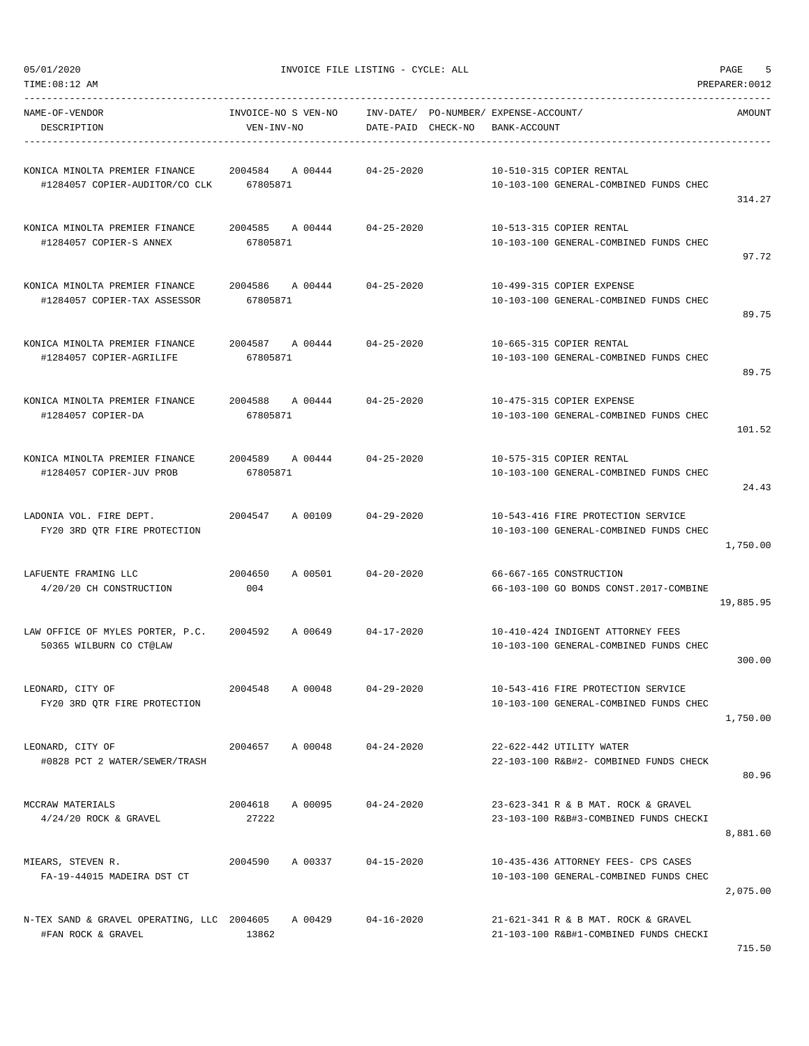05/01/2020 INVOICE FILE LISTING - CYCLE: ALL

TIME:08:12 AM PREPARER:0012

| NAME-OF-VENDOR / DESCRIPTION | INVOICE-NO / VEN-INV-NO | S | VEN-NO | INV-DATE/ DATE-PAID | PO-NUMBER/ CHECK-NO | EXPENSE-ACCOUNT/ BANK-ACCOUNT | AMOUNT |
|---|---|---|---|---|---|---|---|
| KONICA MINOLTA PREMIER FINANCE<br>#1284057 COPIER-AUDITOR/CO CLK | 2004584<br>67805871 | A | 00444 | 04-25-2020 | | 10-510-315 COPIER RENTAL<br>10-103-100 GENERAL-COMBINED FUNDS CHEC | 314.27 |
| KONICA MINOLTA PREMIER FINANCE<br>#1284057 COPIER-S ANNEX | 2004585<br>67805871 | A | 00444 | 04-25-2020 | | 10-513-315 COPIER RENTAL<br>10-103-100 GENERAL-COMBINED FUNDS CHEC | 97.72 |
| KONICA MINOLTA PREMIER FINANCE<br>#1284057 COPIER-TAX ASSESSOR | 2004586<br>67805871 | A | 00444 | 04-25-2020 | | 10-499-315 COPIER EXPENSE<br>10-103-100 GENERAL-COMBINED FUNDS CHEC | 89.75 |
| KONICA MINOLTA PREMIER FINANCE<br>#1284057 COPIER-AGRILIFE | 2004587<br>67805871 | A | 00444 | 04-25-2020 | | 10-665-315 COPIER RENTAL<br>10-103-100 GENERAL-COMBINED FUNDS CHEC | 89.75 |
| KONICA MINOLTA PREMIER FINANCE<br>#1284057 COPIER-DA | 2004588<br>67805871 | A | 00444 | 04-25-2020 | | 10-475-315 COPIER EXPENSE<br>10-103-100 GENERAL-COMBINED FUNDS CHEC | 101.52 |
| KONICA MINOLTA PREMIER FINANCE<br>#1284057 COPIER-JUV PROB | 2004589<br>67805871 | A | 00444 | 04-25-2020 | | 10-575-315 COPIER RENTAL<br>10-103-100 GENERAL-COMBINED FUNDS CHEC | 24.43 |
| LADONIA VOL. FIRE DEPT.<br>FY20 3RD QTR FIRE PROTECTION | 2004547 | A | 00109 | 04-29-2020 | | 10-543-416 FIRE PROTECTION SERVICE<br>10-103-100 GENERAL-COMBINED FUNDS CHEC | 1,750.00 |
| LAFUENTE FRAMING LLC<br>4/20/20 CH CONSTRUCTION | 2004650<br>004 | A | 00501 | 04-20-2020 | | 66-667-165 CONSTRUCTION<br>66-103-100 GO BONDS CONST.2017-COMBINE | 19,885.95 |
| LAW OFFICE OF MYLES PORTER, P.C.<br>50365 WILBURN CO CT@LAW | 2004592 | A | 00649 | 04-17-2020 | | 10-410-424 INDIGENT ATTORNEY FEES<br>10-103-100 GENERAL-COMBINED FUNDS CHEC | 300.00 |
| LEONARD, CITY OF<br>FY20 3RD QTR FIRE PROTECTION | 2004548 | A | 00048 | 04-29-2020 | | 10-543-416 FIRE PROTECTION SERVICE<br>10-103-100 GENERAL-COMBINED FUNDS CHEC | 1,750.00 |
| LEONARD, CITY OF<br>#0828 PCT 2 WATER/SEWER/TRASH | 2004657 | A | 00048 | 04-24-2020 | | 22-622-442 UTILITY WATER<br>22-103-100 R&B#2- COMBINED FUNDS CHECK | 80.96 |
| MCCRAW MATERIALS<br>4/24/20 ROCK & GRAVEL | 2004618<br>27222 | A | 00095 | 04-24-2020 | | 23-623-341 R & B MAT. ROCK & GRAVEL<br>23-103-100 R&B#3-COMBINED FUNDS CHECKI | 8,881.60 |
| MIEARS, STEVEN R.<br>FA-19-44015 MADEIRA DST CT | 2004590 | A | 00337 | 04-15-2020 | | 10-435-436 ATTORNEY FEES- CPS CASES<br>10-103-100 GENERAL-COMBINED FUNDS CHEC | 2,075.00 |
| N-TEX SAND & GRAVEL OPERATING, LLC<br>#FAN ROCK & GRAVEL | 2004605<br>13862 | A | 00429 | 04-16-2020 | | 21-621-341 R & B MAT. ROCK & GRAVEL<br>21-103-100 R&B#1-COMBINED FUNDS CHECKI | 715.50 |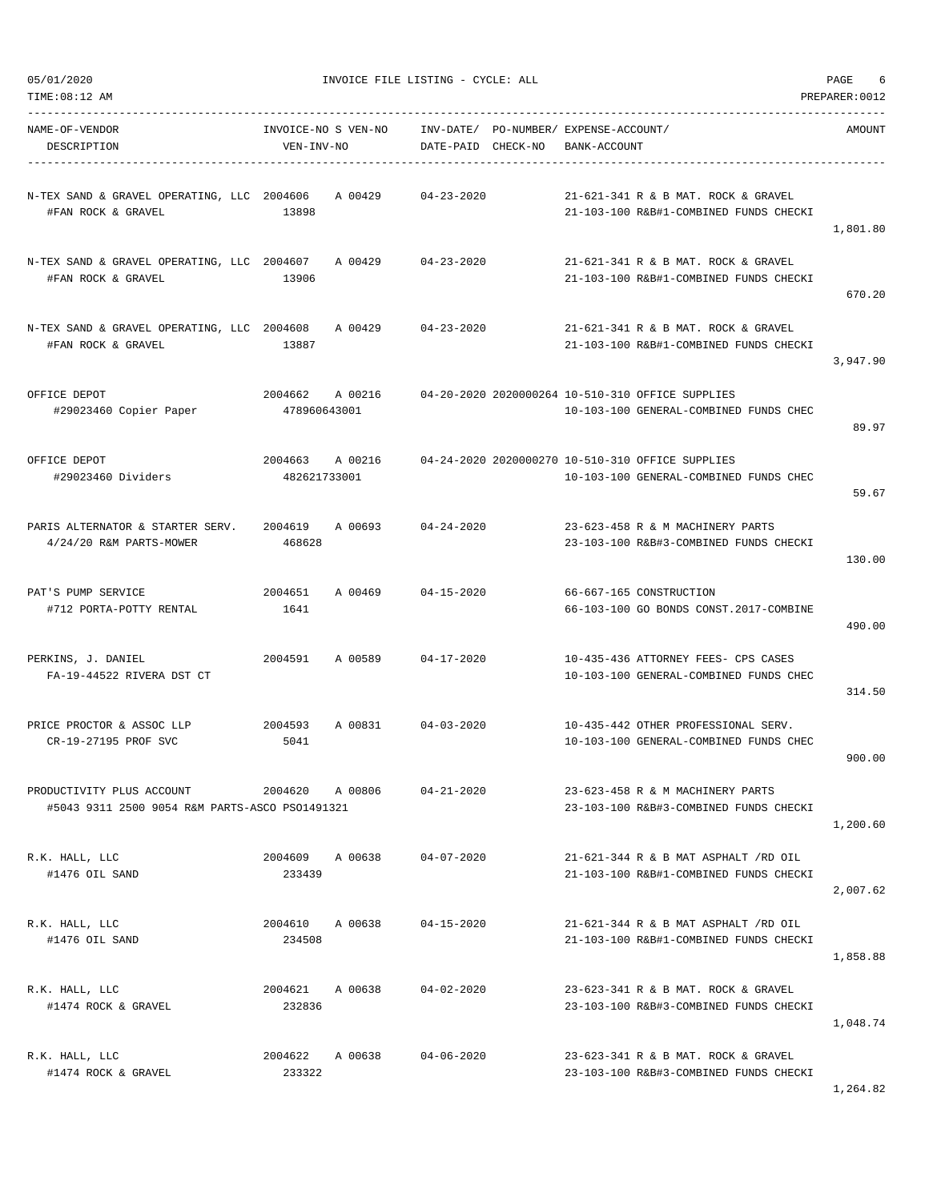05/01/2020 INVOICE FILE LISTING - CYCLE: ALL

TIME:08:12 AM PREPARER:0012

| NAME-OF-VENDOR / DESCRIPTION | INVOICE-NO / VEN-INV-NO | S VEN-NO | INV-DATE/ DATE-PAID | PO-NUMBER/ CHECK-NO | EXPENSE-ACCOUNT/ BANK-ACCOUNT | AMOUNT |
|---|---|---|---|---|---|---|
| N-TEX SAND & GRAVEL OPERATING, LLC / #FAN ROCK & GRAVEL | 2004606 / 13898 | A 00429 | 04-23-2020 | | 21-621-341 R & B MAT. ROCK & GRAVEL / 21-103-100 R&B#1-COMBINED FUNDS CHECKI | 1,801.80 |
| N-TEX SAND & GRAVEL OPERATING, LLC / #FAN ROCK & GRAVEL | 2004607 / 13906 | A 00429 | 04-23-2020 | | 21-621-341 R & B MAT. ROCK & GRAVEL / 21-103-100 R&B#1-COMBINED FUNDS CHECKI | 670.20 |
| N-TEX SAND & GRAVEL OPERATING, LLC / #FAN ROCK & GRAVEL | 2004608 / 13887 | A 00429 | 04-23-2020 | | 21-621-341 R & B MAT. ROCK & GRAVEL / 21-103-100 R&B#1-COMBINED FUNDS CHECKI | 3,947.90 |
| OFFICE DEPOT / #29023460 Copier Paper | 2004662 / 478960643001 | A 00216 | 04-20-2020 | 2020000264 | 10-510-310 OFFICE SUPPLIES / 10-103-100 GENERAL-COMBINED FUNDS CHEC | 89.97 |
| OFFICE DEPOT / #29023460 Dividers | 2004663 / 482621733001 | A 00216 | 04-24-2020 | 2020000270 | 10-510-310 OFFICE SUPPLIES / 10-103-100 GENERAL-COMBINED FUNDS CHEC | 59.67 |
| PARIS ALTERNATOR & STARTER SERV. / 4/24/20 R&M PARTS-MOWER | 2004619 / 468628 | A 00693 | 04-24-2020 | | 23-623-458 R & M MACHINERY PARTS / 23-103-100 R&B#3-COMBINED FUNDS CHECKI | 130.00 |
| PAT'S PUMP SERVICE / #712 PORTA-POTTY RENTAL | 2004651 / 1641 | A 00469 | 04-15-2020 | | 66-667-165 CONSTRUCTION / 66-103-100 GO BONDS CONST.2017-COMBINE | 490.00 |
| PERKINS, J. DANIEL / FA-19-44522 RIVERA DST CT | 2004591 | A 00589 | 04-17-2020 | | 10-435-436 ATTORNEY FEES- CPS CASES / 10-103-100 GENERAL-COMBINED FUNDS CHEC | 314.50 |
| PRICE PROCTOR & ASSOC LLP / CR-19-27195 PROF SVC | 2004593 / 5041 | A 00831 | 04-03-2020 | | 10-435-442 OTHER PROFESSIONAL SERV. / 10-103-100 GENERAL-COMBINED FUNDS CHEC | 900.00 |
| PRODUCTIVITY PLUS ACCOUNT / #5043 9311 2500 9054 R&M PARTS-ASCO PSO1491321 | 2004620 | A 00806 | 04-21-2020 | | 23-623-458 R & M MACHINERY PARTS / 23-103-100 R&B#3-COMBINED FUNDS CHECKI | 1,200.60 |
| R.K. HALL, LLC / #1476 OIL SAND | 2004609 / 233439 | A 00638 | 04-07-2020 | | 21-621-344 R & B MAT ASPHALT /RD OIL / 21-103-100 R&B#1-COMBINED FUNDS CHECKI | 2,007.62 |
| R.K. HALL, LLC / #1476 OIL SAND | 2004610 / 234508 | A 00638 | 04-15-2020 | | 21-621-344 R & B MAT ASPHALT /RD OIL / 21-103-100 R&B#1-COMBINED FUNDS CHECKI | 1,858.88 |
| R.K. HALL, LLC / #1474 ROCK & GRAVEL | 2004621 / 232836 | A 00638 | 04-02-2020 | | 23-623-341 R & B MAT. ROCK & GRAVEL / 23-103-100 R&B#3-COMBINED FUNDS CHECKI | 1,048.74 |
| R.K. HALL, LLC / #1474 ROCK & GRAVEL | 2004622 / 233322 | A 00638 | 04-06-2020 | | 23-623-341 R & B MAT. ROCK & GRAVEL / 23-103-100 R&B#3-COMBINED FUNDS CHECKI | 1,264.82 |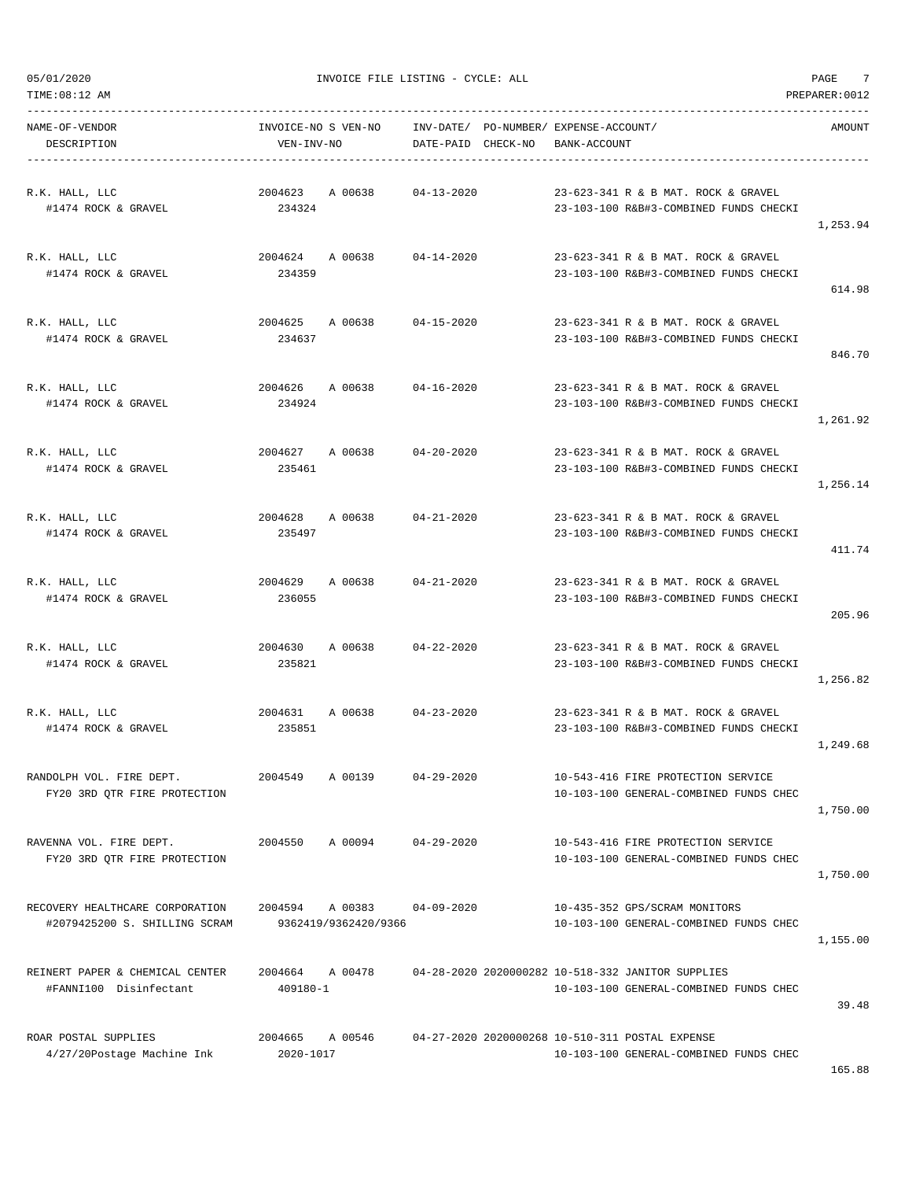05/01/2020 INVOICE FILE LISTING - CYCLE: ALL
TIME:08:12 AM PREPARER:0012

| NAME-OF-VENDOR / DESCRIPTION | INVOICE-NO S VEN-NO / VEN-INV-NO | INV-DATE/ DATE-PAID | PO-NUMBER/ CHECK-NO | EXPENSE-ACCOUNT/ BANK-ACCOUNT | AMOUNT |
|---|---|---|---|---|---|
| R.K. HALL, LLC<br>#1474 ROCK & GRAVEL | 2004623 A 00638<br>234324 | 04-13-2020 | | 23-623-341 R & B MAT. ROCK & GRAVEL<br>23-103-100 R&B#3-COMBINED FUNDS CHECKI | 1,253.94 |
| R.K. HALL, LLC<br>#1474 ROCK & GRAVEL | 2004624 A 00638<br>234359 | 04-14-2020 | | 23-623-341 R & B MAT. ROCK & GRAVEL<br>23-103-100 R&B#3-COMBINED FUNDS CHECKI | 614.98 |
| R.K. HALL, LLC<br>#1474 ROCK & GRAVEL | 2004625 A 00638<br>234637 | 04-15-2020 | | 23-623-341 R & B MAT. ROCK & GRAVEL<br>23-103-100 R&B#3-COMBINED FUNDS CHECKI | 846.70 |
| R.K. HALL, LLC<br>#1474 ROCK & GRAVEL | 2004626 A 00638<br>234924 | 04-16-2020 | | 23-623-341 R & B MAT. ROCK & GRAVEL<br>23-103-100 R&B#3-COMBINED FUNDS CHECKI | 1,261.92 |
| R.K. HALL, LLC<br>#1474 ROCK & GRAVEL | 2004627 A 00638<br>235461 | 04-20-2020 | | 23-623-341 R & B MAT. ROCK & GRAVEL<br>23-103-100 R&B#3-COMBINED FUNDS CHECKI | 1,256.14 |
| R.K. HALL, LLC<br>#1474 ROCK & GRAVEL | 2004628 A 00638<br>235497 | 04-21-2020 | | 23-623-341 R & B MAT. ROCK & GRAVEL<br>23-103-100 R&B#3-COMBINED FUNDS CHECKI | 411.74 |
| R.K. HALL, LLC<br>#1474 ROCK & GRAVEL | 2004629 A 00638<br>236055 | 04-21-2020 | | 23-623-341 R & B MAT. ROCK & GRAVEL<br>23-103-100 R&B#3-COMBINED FUNDS CHECKI | 205.96 |
| R.K. HALL, LLC<br>#1474 ROCK & GRAVEL | 2004630 A 00638<br>235821 | 04-22-2020 | | 23-623-341 R & B MAT. ROCK & GRAVEL<br>23-103-100 R&B#3-COMBINED FUNDS CHECKI | 1,256.82 |
| R.K. HALL, LLC<br>#1474 ROCK & GRAVEL | 2004631 A 00638<br>235851 | 04-23-2020 | | 23-623-341 R & B MAT. ROCK & GRAVEL<br>23-103-100 R&B#3-COMBINED FUNDS CHECKI | 1,249.68 |
| RANDOLPH VOL. FIRE DEPT.<br>FY20 3RD QTR FIRE PROTECTION | 2004549 A 00139 | 04-29-2020 | | 10-543-416 FIRE PROTECTION SERVICE<br>10-103-100 GENERAL-COMBINED FUNDS CHEC | 1,750.00 |
| RAVENNA VOL. FIRE DEPT.<br>FY20 3RD QTR FIRE PROTECTION | 2004550 A 00094 | 04-29-2020 | | 10-543-416 FIRE PROTECTION SERVICE<br>10-103-100 GENERAL-COMBINED FUNDS CHEC | 1,750.00 |
| RECOVERY HEALTHCARE CORPORATION<br>#2079425200 S. SHILLING SCRAM | 2004594 A 00383<br>9362419/9362420/9366 | 04-09-2020 | | 10-435-352 GPS/SCRAM MONITORS<br>10-103-100 GENERAL-COMBINED FUNDS CHEC | 1,155.00 |
| REINERT PAPER & CHEMICAL CENTER<br>#FANNI100 Disinfectant | 2004664 A 00478<br>409180-1 | 04-28-2020 | 2020000282 | 10-518-332 JANITOR SUPPLIES<br>10-103-100 GENERAL-COMBINED FUNDS CHEC | 39.48 |
| ROAR POSTAL SUPPLIES<br>4/27/20Postage Machine Ink | 2004665 A 00546<br>2020-1017 | 04-27-2020 | 2020000268 | 10-510-311 POSTAL EXPENSE<br>10-103-100 GENERAL-COMBINED FUNDS CHEC | 165.88 |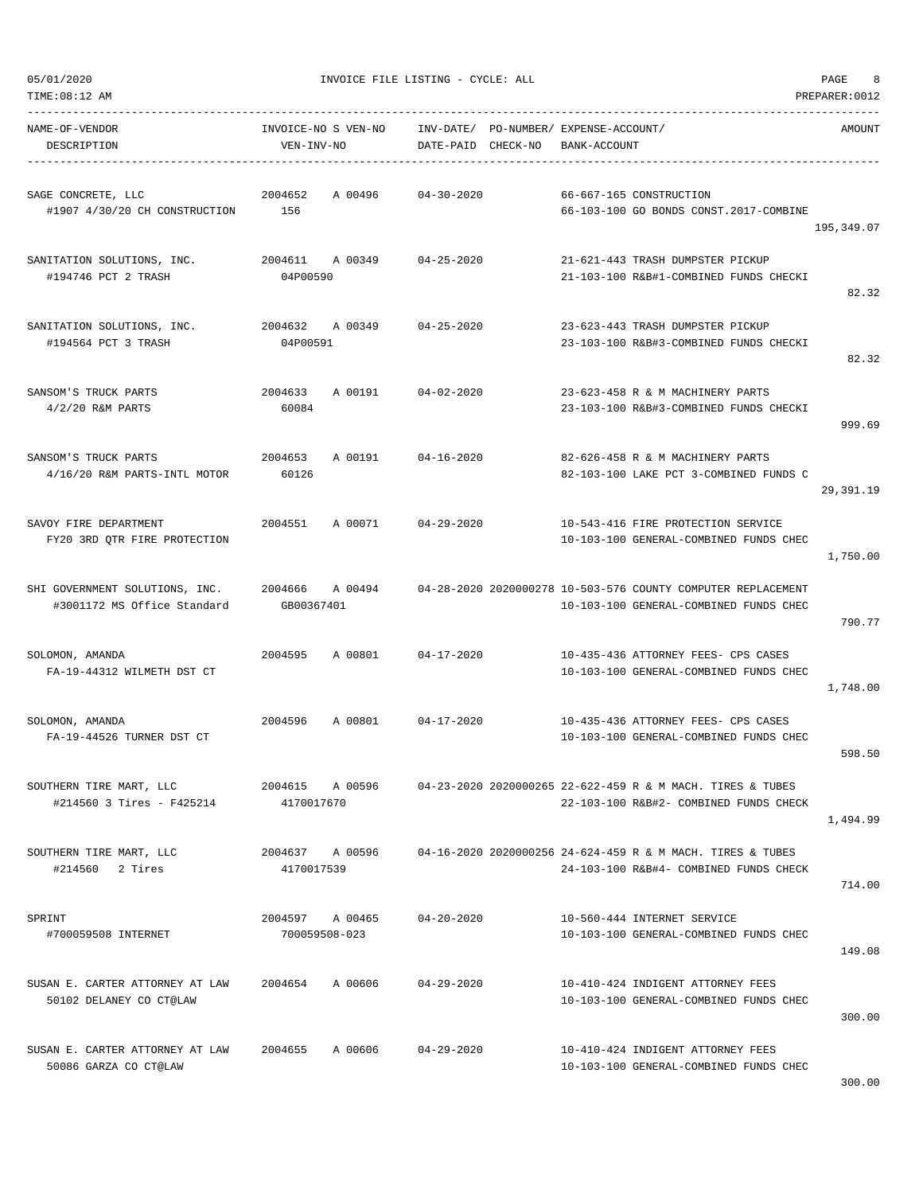05/01/2020 INVOICE FILE LISTING - CYCLE: ALL
TIME:08:12 AM PREPARER:0012

| NAME-OF-VENDOR / DESCRIPTION | INVOICE-NO S VEN-NO / VEN-INV-NO | INV-DATE/ DATE-PAID | PO-NUMBER/ CHECK-NO | EXPENSE-ACCOUNT/ BANK-ACCOUNT | AMOUNT |
|---|---|---|---|---|---|
| SAGE CONCRETE, LLC<br>#1907 4/30/20 CH CONSTRUCTION | 2004652 A 00496<br>156 | 04-30-2020 | | 66-667-165 CONSTRUCTION<br>66-103-100 GO BONDS CONST.2017-COMBINE | 195,349.07 |
| SANITATION SOLUTIONS, INC.<br>#194746 PCT 2 TRASH | 2004611 A 00349<br>04P00590 | 04-25-2020 | | 21-621-443 TRASH DUMPSTER PICKUP<br>21-103-100 R&B#1-COMBINED FUNDS CHECKI | 82.32 |
| SANITATION SOLUTIONS, INC.<br>#194564 PCT 3 TRASH | 2004632 A 00349<br>04P00591 | 04-25-2020 | | 23-623-443 TRASH DUMPSTER PICKUP<br>23-103-100 R&B#3-COMBINED FUNDS CHECKI | 82.32 |
| SANSOM'S TRUCK PARTS<br>4/2/20 R&M PARTS | 2004633 A 00191<br>60084 | 04-02-2020 | | 23-623-458 R & M MACHINERY PARTS<br>23-103-100 R&B#3-COMBINED FUNDS CHECKI | 999.69 |
| SANSOM'S TRUCK PARTS<br>4/16/20 R&M PARTS-INTL MOTOR | 2004653 A 00191<br>60126 | 04-16-2020 | | 82-626-458 R & M MACHINERY PARTS<br>82-103-100 LAKE PCT 3-COMBINED FUNDS C | 29,391.19 |
| SAVOY FIRE DEPARTMENT<br>FY20 3RD QTR FIRE PROTECTION | 2004551 A 00071 | 04-29-2020 | | 10-543-416 FIRE PROTECTION SERVICE<br>10-103-100 GENERAL-COMBINED FUNDS CHEC | 1,750.00 |
| SHI GOVERNMENT SOLUTIONS, INC.<br>#3001172 MS Office Standard | 2004666 A 00494<br>GB00367401 | 04-28-2020 | 2020000278 | 10-503-576 COUNTY COMPUTER REPLACEMENT<br>10-103-100 GENERAL-COMBINED FUNDS CHEC | 790.77 |
| SOLOMON, AMANDA<br>FA-19-44312 WILMETH DST CT | 2004595 A 00801 | 04-17-2020 | | 10-435-436 ATTORNEY FEES- CPS CASES<br>10-103-100 GENERAL-COMBINED FUNDS CHEC | 1,748.00 |
| SOLOMON, AMANDA<br>FA-19-44526 TURNER DST CT | 2004596 A 00801 | 04-17-2020 | | 10-435-436 ATTORNEY FEES- CPS CASES<br>10-103-100 GENERAL-COMBINED FUNDS CHEC | 598.50 |
| SOUTHERN TIRE MART, LLC<br>#214560 3 Tires - F425214 | 2004615 A 00596<br>4170017670 | 04-23-2020 | 2020000265 | 22-622-459 R & M MACH. TIRES & TUBES<br>22-103-100 R&B#2- COMBINED FUNDS CHECK | 1,494.99 |
| SOUTHERN TIRE MART, LLC<br>#214560 2 Tires | 2004637 A 00596<br>4170017539 | 04-16-2020 | 2020000256 | 24-624-459 R & M MACH. TIRES & TUBES<br>24-103-100 R&B#4- COMBINED FUNDS CHECK | 714.00 |
| SPRINT<br>#700059508 INTERNET | 2004597 A 00465<br>700059508-023 | 04-20-2020 | | 10-560-444 INTERNET SERVICE<br>10-103-100 GENERAL-COMBINED FUNDS CHEC | 149.08 |
| SUSAN E. CARTER ATTORNEY AT LAW<br>50102 DELANEY CO CT@LAW | 2004654 A 00606 | 04-29-2020 | | 10-410-424 INDIGENT ATTORNEY FEES<br>10-103-100 GENERAL-COMBINED FUNDS CHEC | 300.00 |
| SUSAN E. CARTER ATTORNEY AT LAW<br>50086 GARZA CO CT@LAW | 2004655 A 00606 | 04-29-2020 | | 10-410-424 INDIGENT ATTORNEY FEES<br>10-103-100 GENERAL-COMBINED FUNDS CHEC | 300.00 |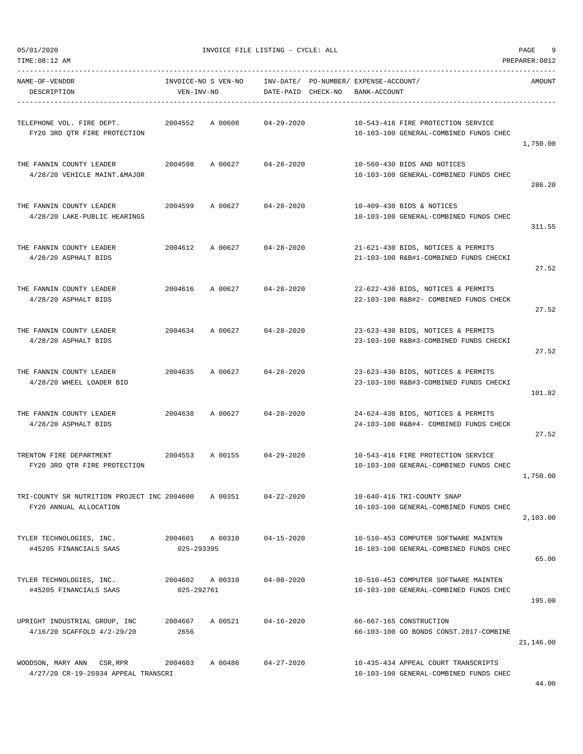05/01/2020 INVOICE FILE LISTING - CYCLE: ALL

TIME:08:12 AM PREPARER:0012

| NAME-OF-VENDOR DESCRIPTION | INVOICE-NO S VEN-NO VEN-INV-NO | INV-DATE/ DATE-PAID | PO-NUMBER/ CHECK-NO | EXPENSE-ACCOUNT/ BANK-ACCOUNT | AMOUNT |
|---|---|---|---|---|---|
| TELEPHONE VOL. FIRE DEPT. FY20 3RD QTR FIRE PROTECTION | 2004552 A 00608 | 04-29-2020 | | 10-543-416 FIRE PROTECTION SERVICE 10-103-100 GENERAL-COMBINED FUNDS CHEC | 1,750.00 |
| THE FANNIN COUNTY LEADER 4/28/20 VEHICLE MAINT.&MAJOR | 2004598 A 00627 | 04-28-2020 | | 10-560-430 BIDS AND NOTICES 10-103-100 GENERAL-COMBINED FUNDS CHEC | 286.20 |
| THE FANNIN COUNTY LEADER 4/28/20 LAKE-PUBLIC HEARINGS | 2004599 A 00627 | 04-28-2020 | | 10-409-430 BIDS & NOTICES 10-103-100 GENERAL-COMBINED FUNDS CHEC | 311.55 |
| THE FANNIN COUNTY LEADER 4/28/20 ASPHALT BIDS | 2004612 A 00627 | 04-28-2020 | | 21-621-430 BIDS, NOTICES & PERMITS 21-103-100 R&B#1-COMBINED FUNDS CHECKI | 27.52 |
| THE FANNIN COUNTY LEADER 4/28/20 ASPHALT BIDS | 2004616 A 00627 | 04-28-2020 | | 22-622-430 BIDS, NOTICES & PERMITS 22-103-100 R&B#2- COMBINED FUNDS CHECK | 27.52 |
| THE FANNIN COUNTY LEADER 4/28/20 ASPHALT BIDS | 2004634 A 00627 | 04-28-2020 | | 23-623-430 BIDS, NOTICES & PERMITS 23-103-100 R&B#3-COMBINED FUNDS CHECKI | 27.52 |
| THE FANNIN COUNTY LEADER 4/28/20 WHEEL LOADER BID | 2004635 A 00627 | 04-28-2020 | | 23-623-430 BIDS, NOTICES & PERMITS 23-103-100 R&B#3-COMBINED FUNDS CHECKI | 101.82 |
| THE FANNIN COUNTY LEADER 4/28/20 ASPHALT BIDS | 2004638 A 00627 | 04-28-2020 | | 24-624-430 BIDS, NOTICES & PERMITS 24-103-100 R&B#4- COMBINED FUNDS CHECK | 27.52 |
| TRENTON FIRE DEPARTMENT FY20 3RD QTR FIRE PROTECTION | 2004553 A 00155 | 04-29-2020 | | 10-543-416 FIRE PROTECTION SERVICE 10-103-100 GENERAL-COMBINED FUNDS CHEC | 1,750.00 |
| TRI-COUNTY SR NUTRITION PROJECT INC FY20 ANNUAL ALLOCATION | 2004600 A 00351 | 04-22-2020 | | 10-640-416 TRI-COUNTY SNAP 10-103-100 GENERAL-COMBINED FUNDS CHEC | 2,103.00 |
| TYLER TECHNOLOGIES, INC. #45205 FINANCIALS SAAS | 2004601 A 00310 025-293395 | 04-15-2020 | | 10-510-453 COMPUTER SOFTWARE MAINTEN 10-103-100 GENERAL-COMBINED FUNDS CHEC | 65.00 |
| TYLER TECHNOLOGIES, INC. #45205 FINANCIALS SAAS | 2004602 A 00310 025-292761 | 04-08-2020 | | 10-510-453 COMPUTER SOFTWARE MAINTEN 10-103-100 GENERAL-COMBINED FUNDS CHEC | 195.00 |
| UPRIGHT INDUSTRIAL GROUP, INC 4/16/20 SCAFFOLD 4/2-29/20 | 2004667 A 00521 2656 | 04-16-2020 | | 66-667-165 CONSTRUCTION 66-103-100 GO BONDS CONST.2017-COMBINE | 21,146.00 |
| WOODSON, MARY ANN CSR,RPR 4/27/20 CR-19-26934 APPEAL TRANSCRI | 2004603 A 00486 | 04-27-2020 | | 10-435-434 APPEAL COURT TRANSCRIPTS 10-103-100 GENERAL-COMBINED FUNDS CHEC | 44.00 |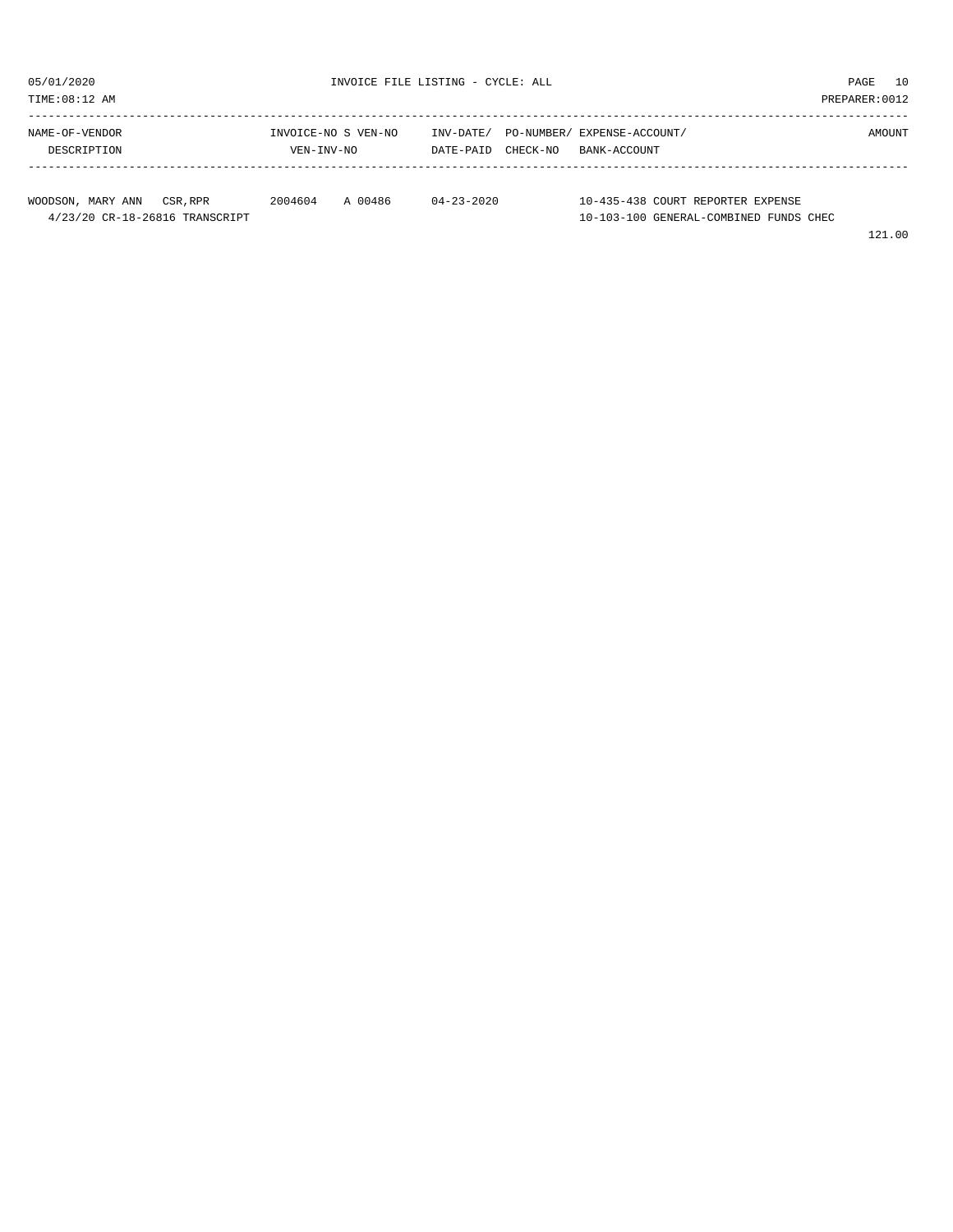INVOICE FILE LISTING - CYCLE: ALL

05/01/2020
TIME:08:12 AM
PREPARER:0012

| NAME-OF-VENDOR / DESCRIPTION | INVOICE-NO S VEN-NO / VEN-INV-NO | INV-DATE/ DATE-PAID | PO-NUMBER/ CHECK-NO | EXPENSE-ACCOUNT/ BANK-ACCOUNT | AMOUNT |
|---|---|---|---|---|---|
| WOODSON, MARY ANN CSR,RPR<br>4/23/20 CR-18-26816 TRANSCRIPT | 2004604 A 00486 | 04-23-2020 | | 10-435-438 COURT REPORTER EXPENSE<br>10-103-100 GENERAL-COMBINED FUNDS CHEC | 121.00 |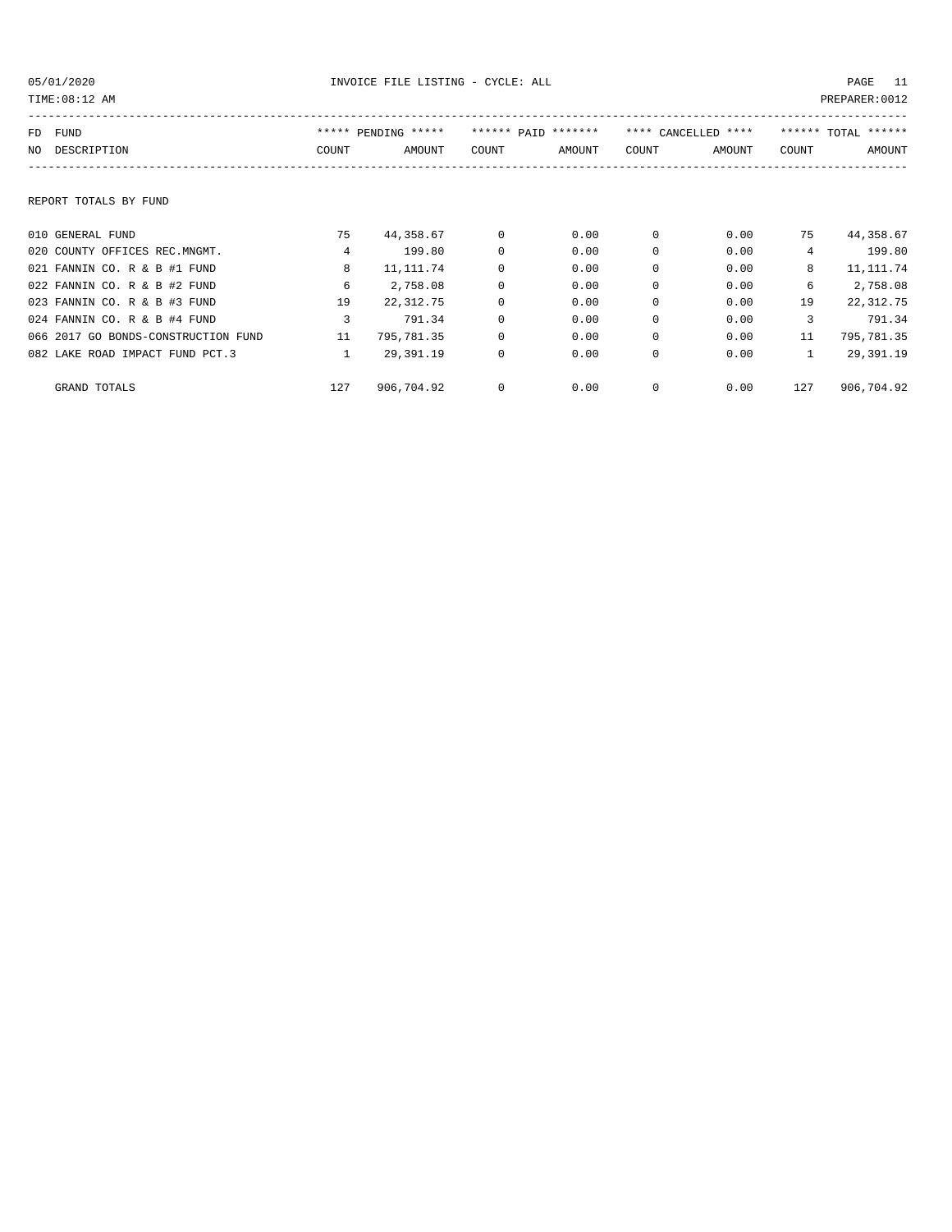05/01/2020 INVOICE FILE LISTING - CYCLE: ALL PAGE 11

TIME:08:12 AM PREPARER:0012

| FD NO | FUND DESCRIPTION | ***** PENDING ***** COUNT | AMOUNT | ****** PAID ******* COUNT | AMOUNT | **** CANCELLED **** COUNT | AMOUNT | ****** TOTAL ****** COUNT | AMOUNT |
|---|---|---|---|---|---|---|---|---|---|
| | REPORT TOTALS BY FUND | | | | | | | | |
| 010 | GENERAL FUND | 75 | 44,358.67 | 0 | 0.00 | 0 | 0.00 | 75 | 44,358.67 |
| 020 | COUNTY OFFICES REC.MNGMT. | 4 | 199.80 | 0 | 0.00 | 0 | 0.00 | 4 | 199.80 |
| 021 | FANNIN CO. R & B #1 FUND | 8 | 11,111.74 | 0 | 0.00 | 0 | 0.00 | 8 | 11,111.74 |
| 022 | FANNIN CO. R & B #2 FUND | 6 | 2,758.08 | 0 | 0.00 | 0 | 0.00 | 6 | 2,758.08 |
| 023 | FANNIN CO. R & B #3 FUND | 19 | 22,312.75 | 0 | 0.00 | 0 | 0.00 | 19 | 22,312.75 |
| 024 | FANNIN CO. R & B #4 FUND | 3 | 791.34 | 0 | 0.00 | 0 | 0.00 | 3 | 791.34 |
| 066 | 2017 GO BONDS-CONSTRUCTION FUND | 11 | 795,781.35 | 0 | 0.00 | 0 | 0.00 | 11 | 795,781.35 |
| 082 | LAKE ROAD IMPACT FUND PCT.3 | 1 | 29,391.19 | 0 | 0.00 | 0 | 0.00 | 1 | 29,391.19 |
| | GRAND TOTALS | 127 | 906,704.92 | 0 | 0.00 | 0 | 0.00 | 127 | 906,704.92 |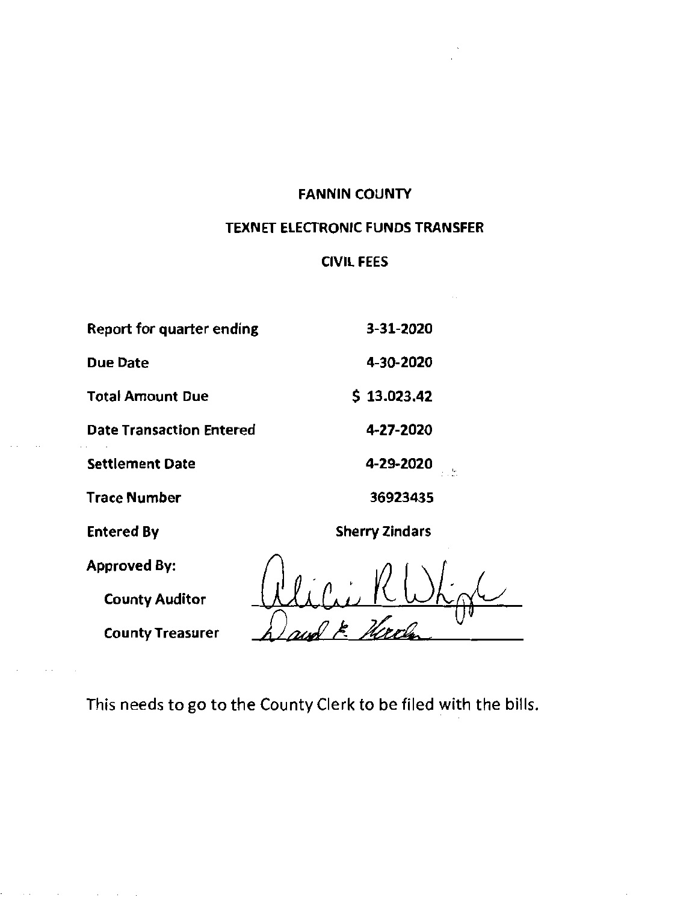# FANNIN COUNTY

## TEXNET ELECTRONIC FUNDS TRANSFER

### CIVIL FEES

| | |
|---|---|
| Report for quarter ending | 3-31-2020 |
| Due Date | 4-30-2020 |
| Total Amount Due | $ 13.023.42 |
| Date Transaction Entered | 4-27-2020 |
| Settlement Date | 4-29-2020 |
| Trace Number | 36923435 |
| Entered By | Sherry Zindars |

Approved By:

County Auditor _Alicia R Whipple_

County Treasurer _David E. Hardin_

This needs to go to the County Clerk to be filed with the bills.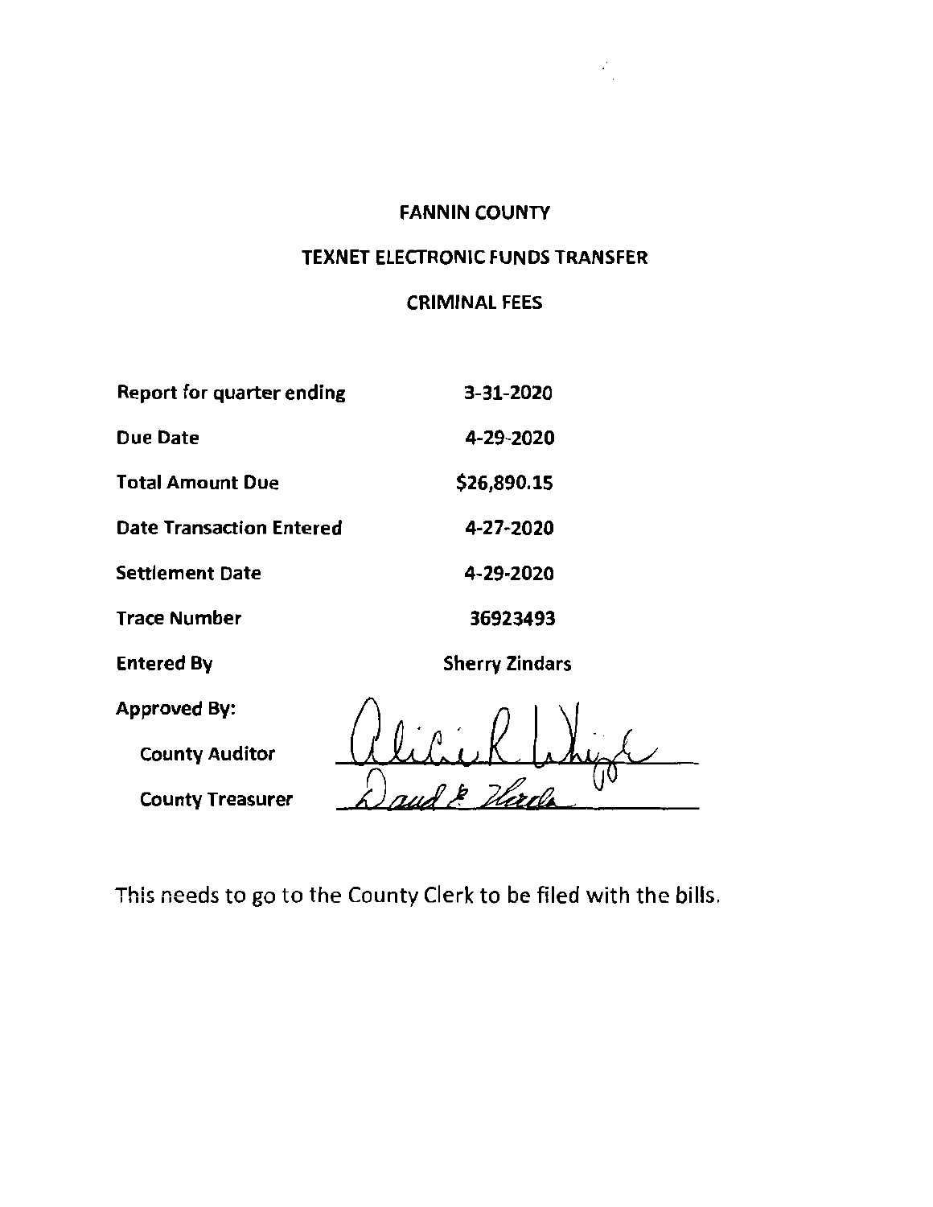# FANNIN COUNTY

## TEXNET ELECTRONIC FUNDS TRANSFER

## CRIMINAL FEES

| | |
|---|---|
| Report for quarter ending | 3-31-2020 |
| Due Date | 4-29-2020 |
| Total Amount Due | $26,890.15 |
| Date Transaction Entered | 4-27-2020 |
| Settlement Date | 4-29-2020 |
| Trace Number | 36923493 |
| Entered By | Sherry Zindars |

Approved By:

County Auditor ____________________

County Treasurer ____________________

This needs to go to the County Clerk to be filed with the bills.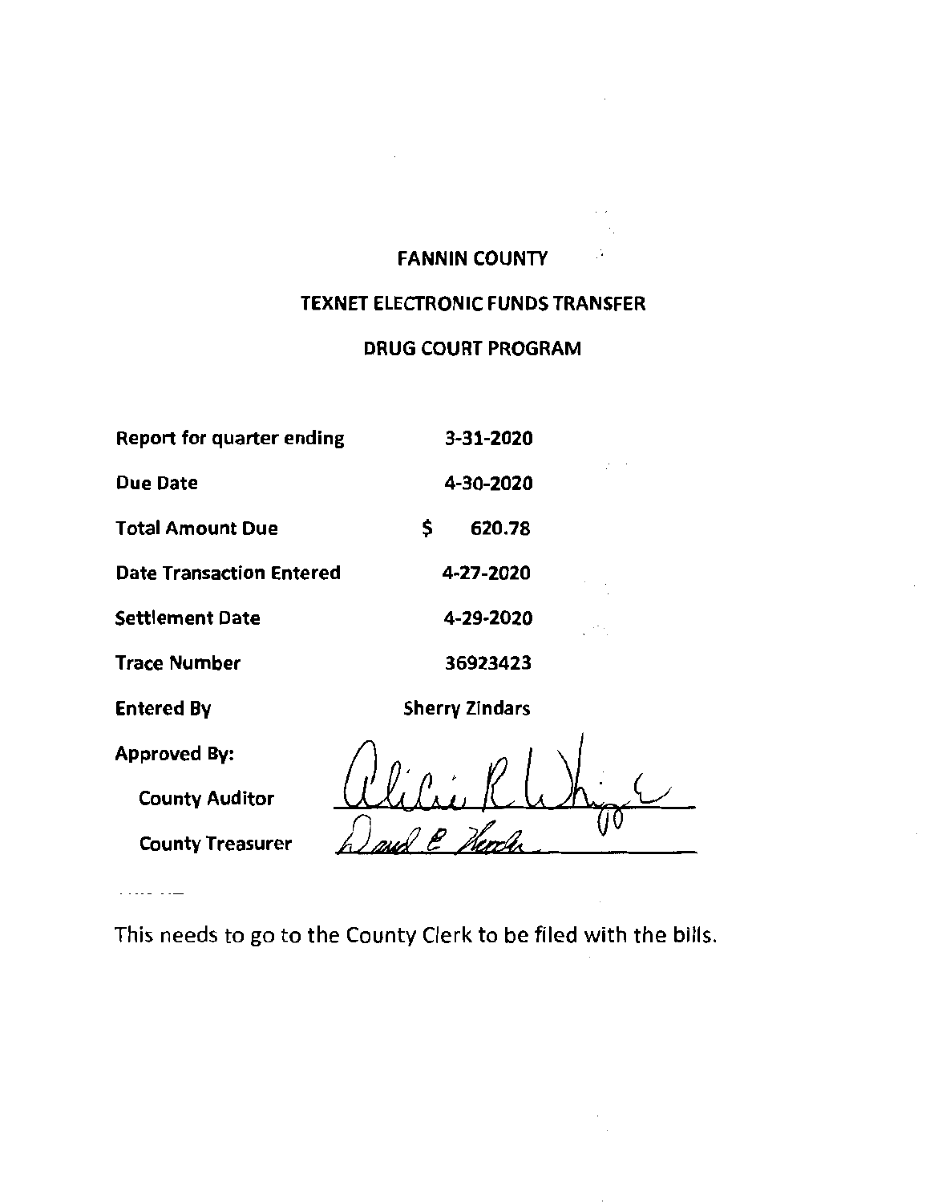# FANNIN COUNTY

## TEXNET ELECTRONIC FUNDS TRANSFER

## DRUG COURT PROGRAM

| | |
|---|---|
| **Report for quarter ending** | **3-31-2020** |
| **Due Date** | **4-30-2020** |
| **Total Amount Due** | **$ 620.78** |
| **Date Transaction Entered** | **4-27-2020** |
| **Settlement Date** | **4-29-2020** |
| **Trace Number** | **36923423** |
| **Entered By** | **Sherry Zindars** |

**Approved By:**

**County Auditor** Alicia R White

**County Treasurer** David E Hurder

This needs to go to the County Clerk to be filed with the bills.